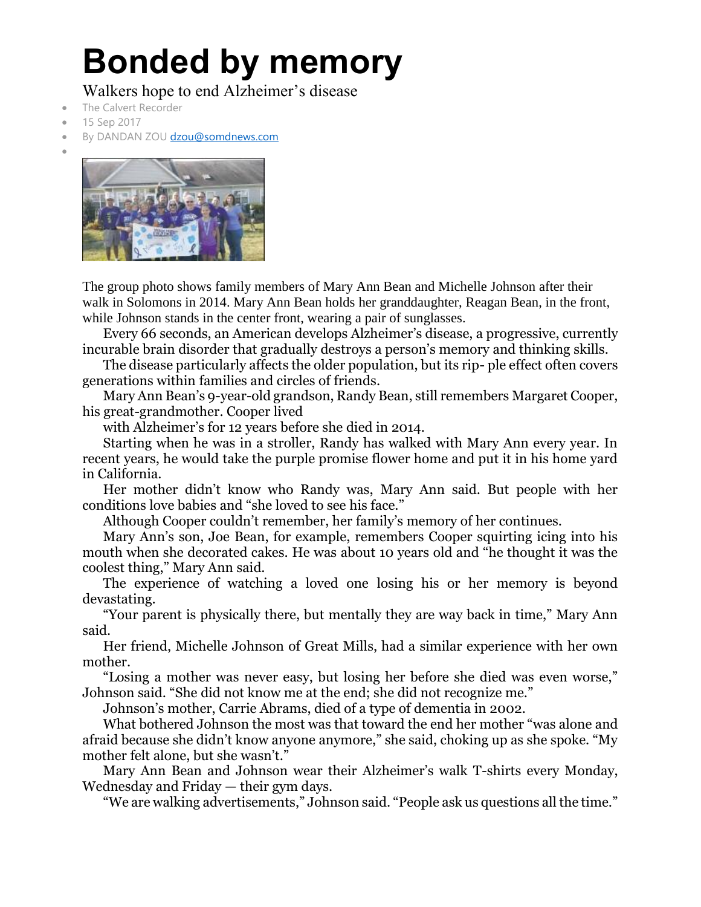# Bonded by memory

Walkers hope to end Alzheimer's disease

- The Calvert Recorder
- 15 Sep 2017
- By DANDAN ZOU dzou@somdnews.com

The group photo shows family members of Mary Ann Bean and Michelle Johnson after their walk in Solomons in 2014. Mary Ann Bean holds her granddaughter, Reagan Bean, in the front, while Johnson stands in the center front, wearing a pair of sunglasses.

Every 66 seconds, an American develops Alzheimer's disease, a progressive, currently incurable brain disorder that gradually destroys a person's memory and thinking skills.

The disease particularly affects the older population, but its rip- ple effect often covers generations within families and circles of friends.

Mary Ann Bean's 9-year-old grandson, Randy Bean, still remembers Margaret Cooper, his great-grandmother. Cooper lived with Alzheimer's for 12 years before she died in 2014.

Starting when he was in a stroller, Randy has walked with Mary Ann every year. In recent years, he would take the purple promise flower home and put it in his home yard in California.

Her mother didn't know who Randy was, Mary Ann said. But people with her conditions love babies and "she loved to see his face."

Although Cooper couldn't remember, her family's memory of her continues.

Mary Ann's son, Joe Bean, for example, remembers Cooper squirting icing into his mouth when she decorated cakes. He was about 10 years old and "he thought it was the coolest thing," Mary Ann said.

The experience of watching a loved one losing his or her memory is beyond devastating.

"Your parent is physically there, but mentally they are way back in time," Mary Ann said.

Her friend, Michelle Johnson of Great Mills, had a similar experience with her own mother.

"Losing a mother was never easy, but losing her before she died was even worse," Johnson said. "She did not know me at the end; she did not recognize me."

Johnson's mother, Carrie Abrams, died of a type of dementia in 2002.

What bothered Johnson the most was that toward the end her mother "was alone and afraid because she didn't know anyone anymore," she said, choking up as she spoke. "My mother felt alone, but she wasn't."

Mary Ann Bean and Johnson wear their Alzheimer's walk T-shirts every Monday, Wednesday and Friday — their gym days.

"We are walking advertisements," Johnson said. "People ask us questions all the time."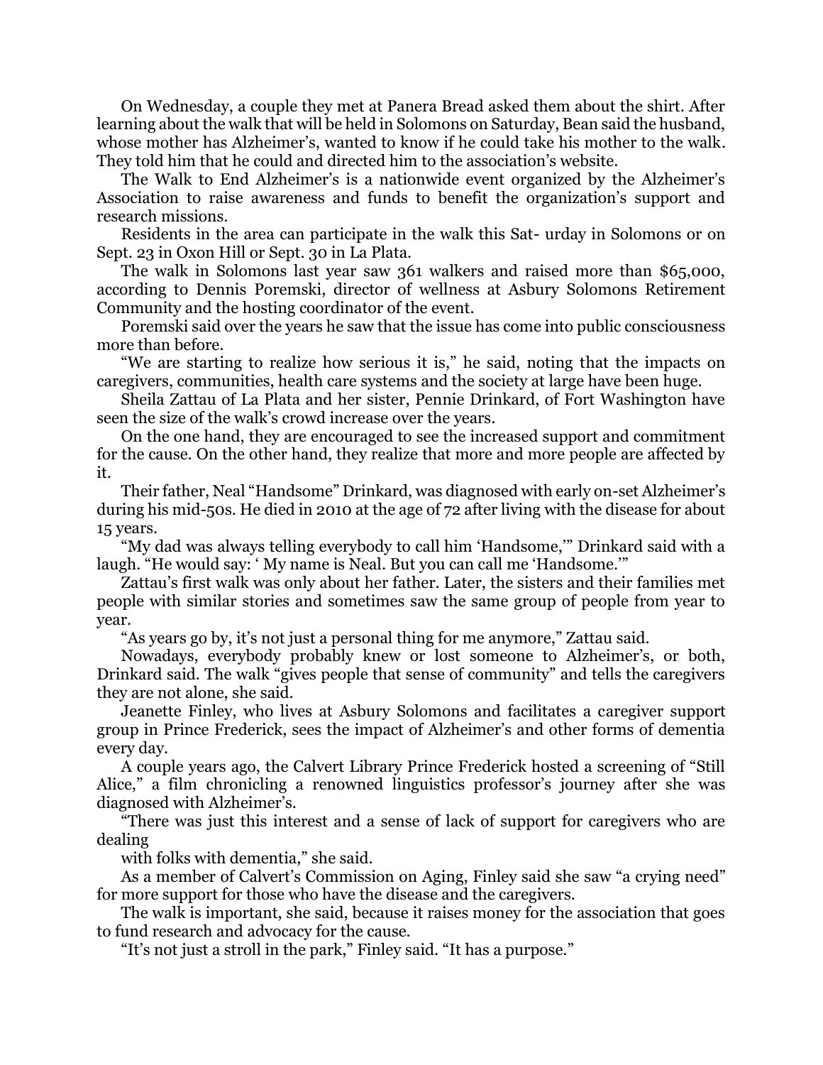On Wednesday, a couple they met at Panera Bread asked them about the shirt. After learning about the walk that will be held in Solomons on Saturday, Bean said the husband, whose mother has Alzheimer's, wanted to know if he could take his mother to the walk. They told him that he could and directed him to the association's website.

The Walk to End Alzheimer's is a nationwide event organized by the Alzheimer's Association to raise awareness and funds to benefit the organization's support and research missions.

Residents in the area can participate in the walk this Sat- urday in Solomons or on Sept. 23 in Oxon Hill or Sept. 30 in La Plata.

The walk in Solomons last year saw 361 walkers and raised more than $65,000, according to Dennis Poremski, director of wellness at Asbury Solomons Retirement Community and the hosting coordinator of the event.

Poremski said over the years he saw that the issue has come into public consciousness more than before.

"We are starting to realize how serious it is," he said, noting that the impacts on caregivers, communities, health care systems and the society at large have been huge.

Sheila Zattau of La Plata and her sister, Pennie Drinkard, of Fort Washington have seen the size of the walk's crowd increase over the years.

On the one hand, they are encouraged to see the increased support and commitment for the cause. On the other hand, they realize that more and more people are affected by it.

Their father, Neal "Handsome" Drinkard, was diagnosed with early on-set Alzheimer's during his mid-50s. He died in 2010 at the age of 72 after living with the disease for about 15 years.

"My dad was always telling everybody to call him 'Handsome,'" Drinkard said with a laugh. "He would say: ' My name is Neal. But you can call me 'Handsome.'"

Zattau's first walk was only about her father. Later, the sisters and their families met people with similar stories and sometimes saw the same group of people from year to year.

"As years go by, it's not just a personal thing for me anymore," Zattau said.

Nowadays, everybody probably knew or lost someone to Alzheimer's, or both, Drinkard said. The walk "gives people that sense of community" and tells the caregivers they are not alone, she said.

Jeanette Finley, who lives at Asbury Solomons and facilitates a caregiver support group in Prince Frederick, sees the impact of Alzheimer's and other forms of dementia every day.

A couple years ago, the Calvert Library Prince Frederick hosted a screening of "Still Alice," a film chronicling a renowned linguistics professor's journey after she was diagnosed with Alzheimer's.

"There was just this interest and a sense of lack of support for caregivers who are dealing

with folks with dementia," she said.

As a member of Calvert's Commission on Aging, Finley said she saw "a crying need" for more support for those who have the disease and the caregivers.

The walk is important, she said, because it raises money for the association that goes to fund research and advocacy for the cause.

"It's not just a stroll in the park," Finley said. "It has a purpose."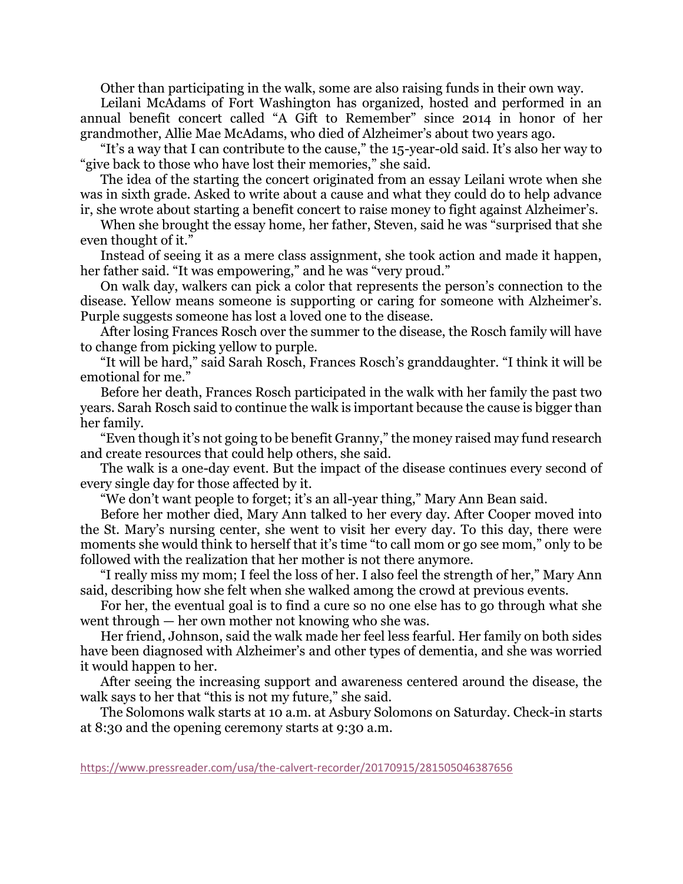Other than participating in the walk, some are also raising funds in their own way.

Leilani McAdams of Fort Washington has organized, hosted and performed in an annual benefit concert called "A Gift to Remember" since 2014 in honor of her grandmother, Allie Mae McAdams, who died of Alzheimer's about two years ago.

"It's a way that I can contribute to the cause," the 15-year-old said. It's also her way to "give back to those who have lost their memories," she said.

The idea of the starting the concert originated from an essay Leilani wrote when she was in sixth grade. Asked to write about a cause and what they could do to help advance ir, she wrote about starting a benefit concert to raise money to fight against Alzheimer's.

When she brought the essay home, her father, Steven, said he was "surprised that she even thought of it."

Instead of seeing it as a mere class assignment, she took action and made it happen, her father said. "It was empowering," and he was "very proud."

On walk day, walkers can pick a color that represents the person's connection to the disease. Yellow means someone is supporting or caring for someone with Alzheimer's. Purple suggests someone has lost a loved one to the disease.

After losing Frances Rosch over the summer to the disease, the Rosch family will have to change from picking yellow to purple.

"It will be hard," said Sarah Rosch, Frances Rosch's granddaughter. "I think it will be emotional for me."

Before her death, Frances Rosch participated in the walk with her family the past two years. Sarah Rosch said to continue the walk is important because the cause is bigger than her family.

"Even though it's not going to be benefit Granny," the money raised may fund research and create resources that could help others, she said.

The walk is a one-day event. But the impact of the disease continues every second of every single day for those affected by it.

"We don't want people to forget; it's an all-year thing," Mary Ann Bean said.

Before her mother died, Mary Ann talked to her every day. After Cooper moved into the St. Mary's nursing center, she went to visit her every day. To this day, there were moments she would think to herself that it's time "to call mom or go see mom," only to be followed with the realization that her mother is not there anymore.

"I really miss my mom; I feel the loss of her. I also feel the strength of her," Mary Ann said, describing how she felt when she walked among the crowd at previous events.

For her, the eventual goal is to find a cure so no one else has to go through what she went through — her own mother not knowing who she was.

Her friend, Johnson, said the walk made her feel less fearful. Her family on both sides have been diagnosed with Alzheimer's and other types of dementia, and she was worried it would happen to her.

After seeing the increasing support and awareness centered around the disease, the walk says to her that "this is not my future," she said.

The Solomons walk starts at 10 a.m. at Asbury Solomons on Saturday. Check-in starts at 8:30 and the opening ceremony starts at 9:30 a.m.

https://www.pressreader.com/usa/the-calvert-recorder/20170915/281505046387656